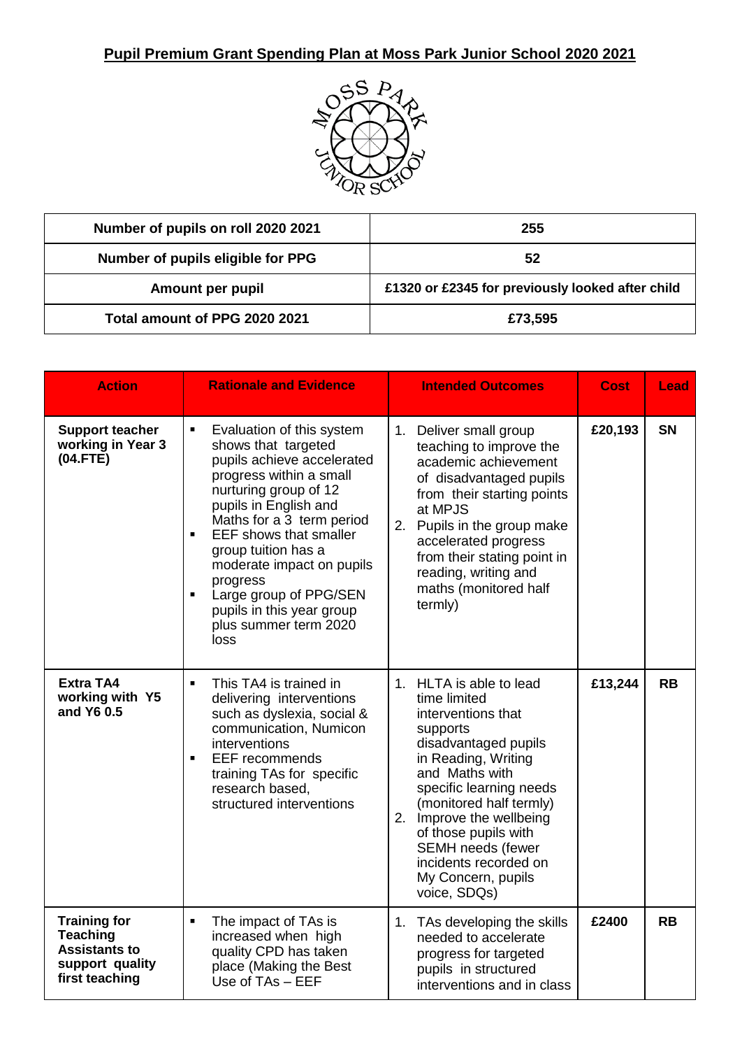# Pupil Premium Grant Spending Plan at Moss Park Junior School 2020 2021

| Number of pupils on roll 2020 2021 | 255 |
|---|---|
| Number of pupils eligible for PPG | 52 |
| Amount per pupil | £1320 or £2345 for previously looked after child |
| Total amount of PPG 2020 2021 | £73,595 |

| Action | Rationale and Evidence | Intended Outcomes | Cost | Lead |
|---|---|---|---|---|
| **Support teacher working in Year 3 (04.FTE)** | ▪ Evaluation of this system shows that targeted pupils achieve accelerated progress within a small nurturing group of 12 pupils in English and Maths for a 3 term period<br>▪ EEF shows that smaller group tuition has a moderate impact on pupils progress<br>▪ Large group of PPG/SEN pupils in this year group plus summer term 2020 loss | 1. Deliver small group teaching to improve the academic achievement of disadvantaged pupils from their starting points at MPJS<br>2. Pupils in the group make accelerated progress from their stating point in reading, writing and maths (monitored half termly) | **£20,193** | **SN** |
| **Extra TA4 working with Y5 and Y6 0.5** | ▪ This TA4 is trained in delivering interventions such as dyslexia, social & communication, Numicon interventions<br>▪ EEF recommends training TAs for specific research based, structured interventions | 1. HLTA is able to lead time limited interventions that supports disadvantaged pupils in Reading, Writing and Maths with specific learning needs (monitored half termly)<br>2. Improve the wellbeing of those pupils with SEMH needs (fewer incidents recorded on My Concern, pupils voice, SDQs) | **£13,244** | **RB** |
| **Training for Teaching Assistants to support quality first teaching** | ▪ The impact of TAs is increased when high quality CPD has taken place (Making the Best Use of TAs – EEF | 1. TAs developing the skills needed to accelerate progress for targeted pupils in structured interventions and in class | **£2400** | **RB** |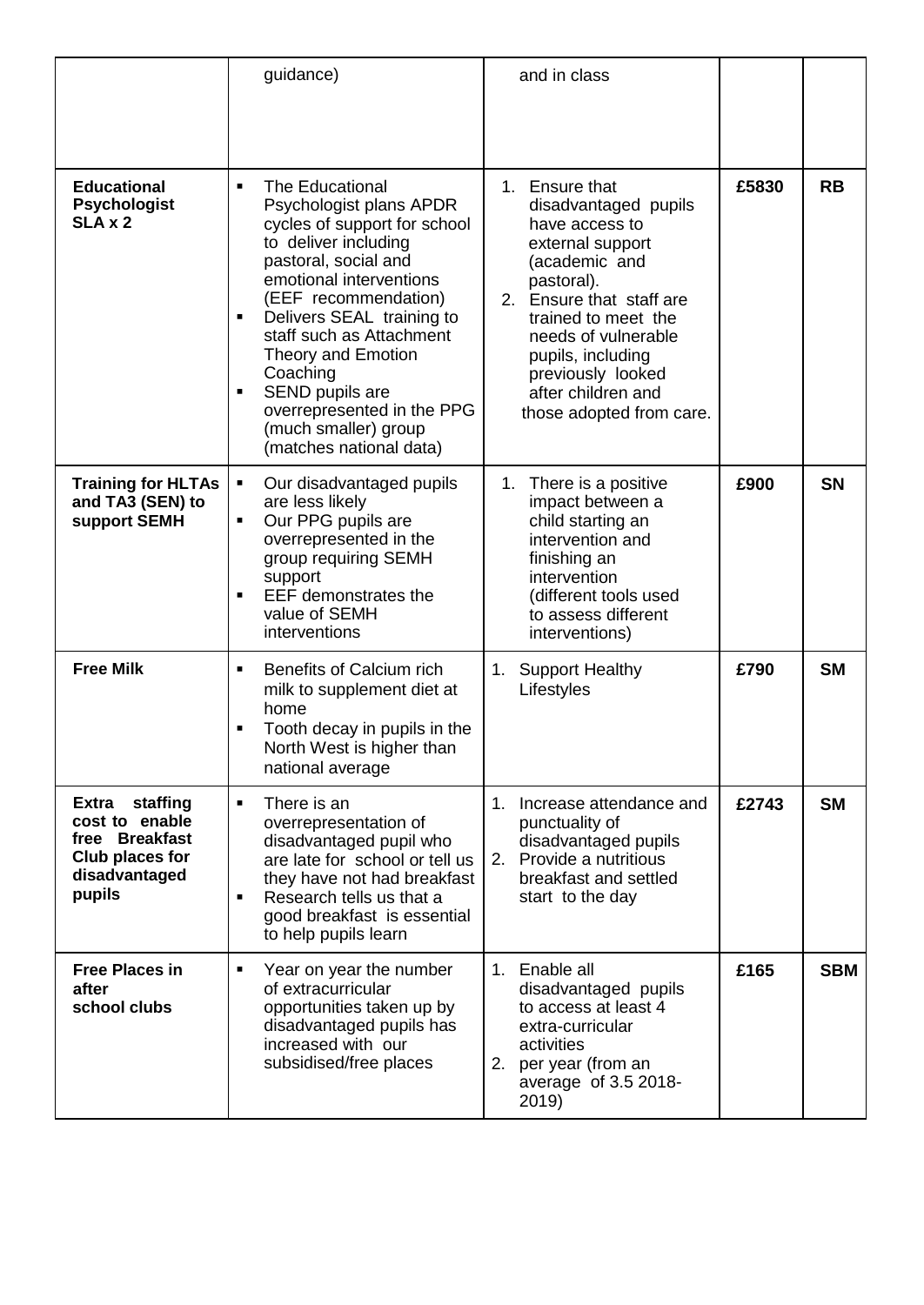| | | | | |
|---|---|---|---|---|
| | guidance) | and in class | | |
| **Educational Psychologist SLA x 2** | ▪ The Educational Psychologist plans APDR cycles of support for school to deliver including pastoral, social and emotional interventions (EEF recommendation)<br>▪ Delivers SEAL training to staff such as Attachment Theory and Emotion Coaching<br>▪ SEND pupils are overrepresented in the PPG (much smaller) group (matches national data) | 1. Ensure that disadvantaged pupils have access to external support (academic and pastoral).<br>2. Ensure that staff are trained to meet the needs of vulnerable pupils, including previously looked after children and those adopted from care. | **£5830** | **RB** |
| **Training for HLTAs and TA3 (SEN) to support SEMH** | ▪ Our disadvantaged pupils are less likely<br>▪ Our PPG pupils are overrepresented in the group requiring SEMH support<br>▪ EEF demonstrates the value of SEMH interventions | 1. There is a positive impact between a child starting an intervention and finishing an intervention (different tools used to assess different interventions) | **£900** | **SN** |
| **Free Milk** | ▪ Benefits of Calcium rich milk to supplement diet at home<br>▪ Tooth decay in pupils in the North West is higher than national average | 1. Support Healthy Lifestyles | **£790** | **SM** |
| **Extra staffing cost to enable free Breakfast Club places for disadvantaged pupils** | ▪ There is an overrepresentation of disadvantaged pupil who are late for school or tell us they have not had breakfast<br>▪ Research tells us that a good breakfast is essential to help pupils learn | 1. Increase attendance and punctuality of disadvantaged pupils<br>2. Provide a nutritious breakfast and settled start to the day | **£2743** | **SM** |
| **Free Places in after school clubs** | ▪ Year on year the number of extracurricular opportunities taken up by disadvantaged pupils has increased with our subsidised/free places | 1. Enable all disadvantaged pupils to access at least 4 extra-curricular activities<br>2. per year (from an average of 3.5 2018-2019) | **£165** | **SBM** |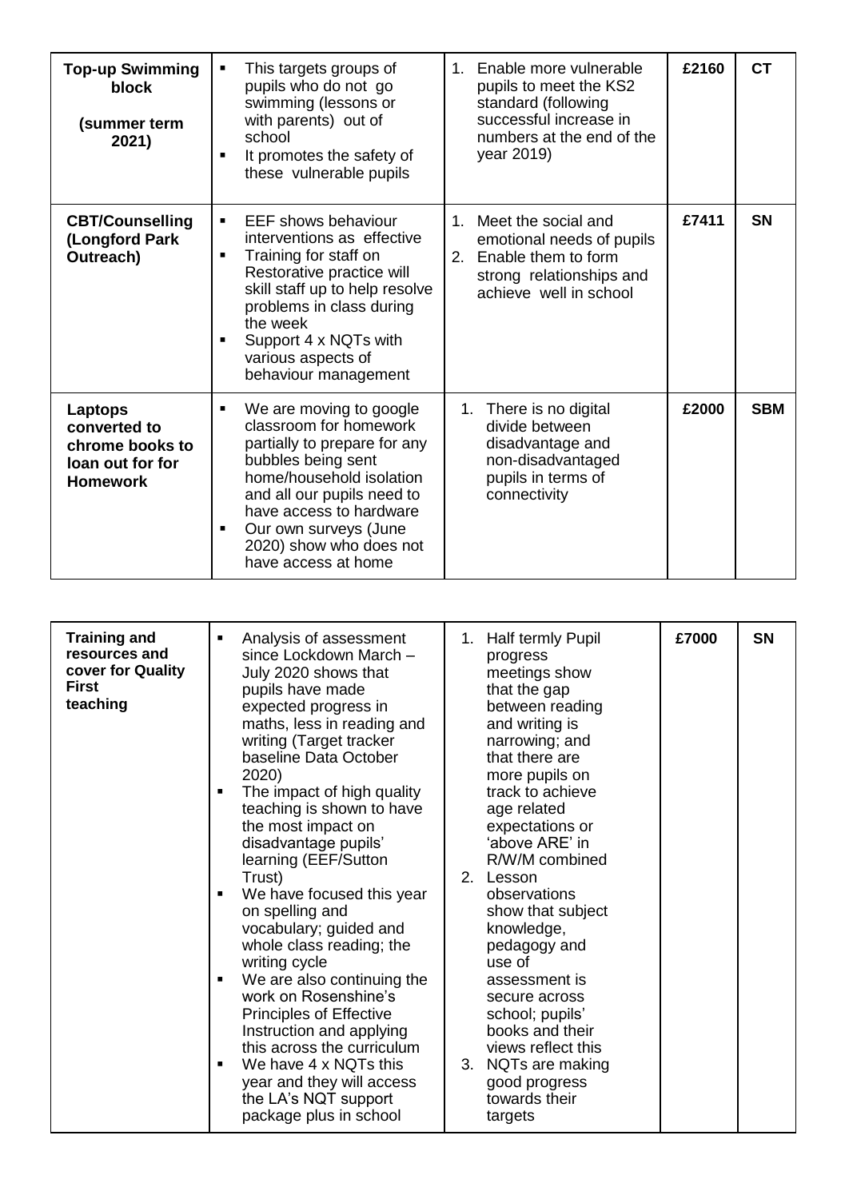| | | | | |
|---|---|---|---|---|
| **Top-up Swimming block (summer term 2021)** | ▪ This targets groups of pupils who do not go swimming (lessons or with parents) out of school<br>▪ It promotes the safety of these vulnerable pupils | 1. Enable more vulnerable pupils to meet the KS2 standard (following successful increase in numbers at the end of the year 2019) | **£2160** | **CT** |
| **CBT/Counselling (Longford Park Outreach)** | ▪ EEF shows behaviour interventions as effective<br>▪ Training for staff on Restorative practice will skill staff up to help resolve problems in class during the week<br>▪ Support 4 x NQTs with various aspects of behaviour management | 1. Meet the social and emotional needs of pupils<br>2. Enable them to form strong relationships and achieve well in school | **£7411** | **SN** |
| **Laptops converted to chrome books to loan out for for Homework** | ▪ We are moving to google classroom for homework partially to prepare for any bubbles being sent home/household isolation and all our pupils need to have access to hardware<br>▪ Our own surveys (June 2020) show who does not have access at home | 1. There is no digital divide between disadvantage and non-disadvantaged pupils in terms of connectivity | **£2000** | **SBM** |

| | | | | |
|---|---|---|---|---|
| **Training and resources and cover for Quality First teaching** | ▪ Analysis of assessment since Lockdown March – July 2020 shows that pupils have made expected progress in maths, less in reading and writing (Target tracker baseline Data October 2020)<br>▪ The impact of high quality teaching is shown to have the most impact on disadvantage pupils' learning (EEF/Sutton Trust)<br>▪ We have focused this year on spelling and vocabulary; guided and whole class reading; the writing cycle<br>▪ We are also continuing the work on Rosenshine's Principles of Effective Instruction and applying this across the curriculum<br>▪ We have 4 x NQTs this year and they will access the LA's NQT support package plus in school | 1. Half termly Pupil progress meetings show that the gap between reading and writing is narrowing; and that there are more pupils on track to achieve age related expectations or 'above ARE' in R/W/M combined<br>2. Lesson observations show that subject knowledge, pedagogy and use of assessment is secure across school; pupils' books and their views reflect this<br>3. NQTs are making good progress towards their targets | **£7000** | **SN** |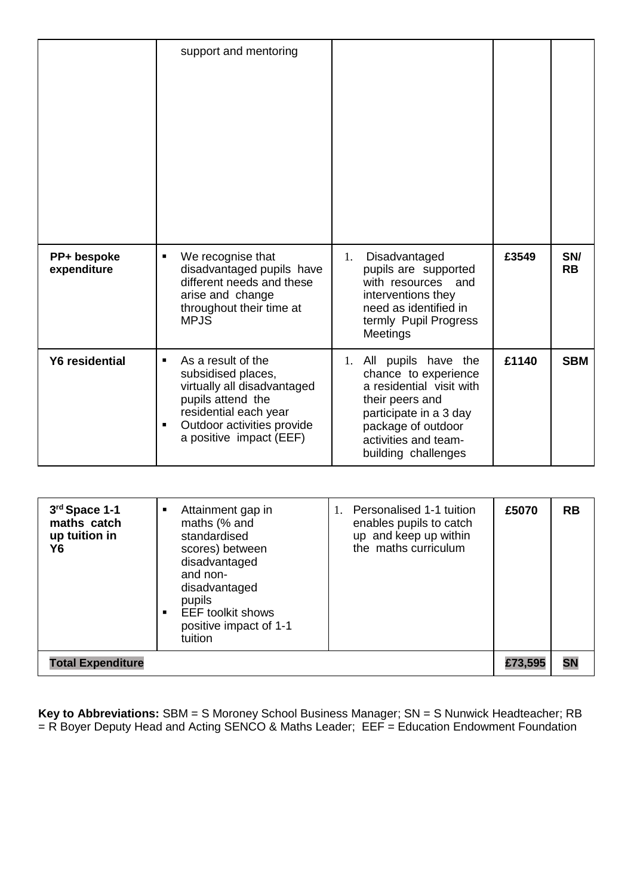| | | | | |
|---|---|---|---|---|
| | support and mentoring | | | |
| **PP+ bespoke expenditure** | ▪ We recognise that disadvantaged pupils have different needs and these arise and change throughout their time at MPJS | 1. Disadvantaged pupils are supported with resources and interventions they need as identified in termly Pupil Progress Meetings | **£3549** | **SN/ RB** |
| **Y6 residential** | ▪ As a result of the subsidised places, virtually all disadvantaged pupils attend the residential each year<br>▪ Outdoor activities provide a positive impact (EEF) | 1. All pupils have the chance to experience a residential visit with their peers and participate in a 3 day package of outdoor activities and team-building challenges | **£1140** | **SBM** |
| **3rd Space 1-1 maths catch up tuition in Y6** | ▪ Attainment gap in maths (% and standardised scores) between disadvantaged and non-disadvantaged pupils<br>▪ EEF toolkit shows positive impact of 1-1 tuition | 1. Personalised 1-1 tuition enables pupils to catch up and keep up within the maths curriculum | **£5070** | **RB** |
| **Total Expenditure** | | | **£73,595** | **SN** |

**Key to Abbreviations:** SBM = S Moroney School Business Manager; SN = S Nunwick Headteacher; RB = R Boyer Deputy Head and Acting SENCO & Maths Leader; EEF = Education Endowment Foundation